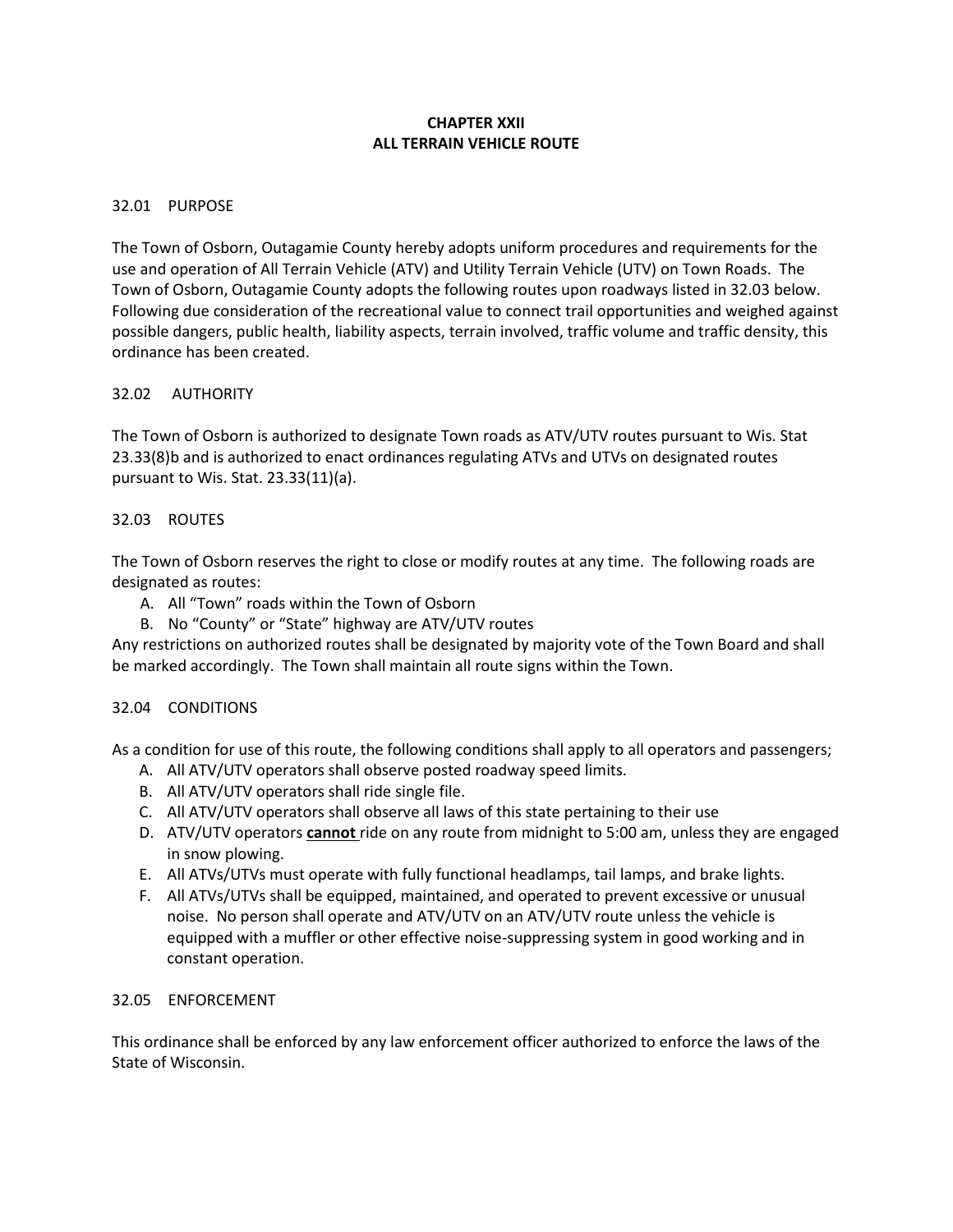# CHAPTER XXII
# ALL TERRAIN VEHICLE ROUTE

## 32.01 PURPOSE

The Town of Osborn, Outagamie County hereby adopts uniform procedures and requirements for the use and operation of All Terrain Vehicle (ATV) and Utility Terrain Vehicle (UTV) on Town Roads. The Town of Osborn, Outagamie County adopts the following routes upon roadways listed in 32.03 below. Following due consideration of the recreational value to connect trail opportunities and weighed against possible dangers, public health, liability aspects, terrain involved, traffic volume and traffic density, this ordinance has been created.

## 32.02 AUTHORITY

The Town of Osborn is authorized to designate Town roads as ATV/UTV routes pursuant to Wis. Stat 23.33(8)b and is authorized to enact ordinances regulating ATVs and UTVs on designated routes pursuant to Wis. Stat. 23.33(11)(a).

## 32.03 ROUTES

The Town of Osborn reserves the right to close or modify routes at any time. The following roads are designated as routes:

A. All "Town" roads within the Town of Osborn
B. No "County" or "State" highway are ATV/UTV routes

Any restrictions on authorized routes shall be designated by majority vote of the Town Board and shall be marked accordingly. The Town shall maintain all route signs within the Town.

## 32.04 CONDITIONS

As a condition for use of this route, the following conditions shall apply to all operators and passengers;

A. All ATV/UTV operators shall observe posted roadway speed limits.
B. All ATV/UTV operators shall ride single file.
C. All ATV/UTV operators shall observe all laws of this state pertaining to their use
D. ATV/UTV operators **cannot** ride on any route from midnight to 5:00 am, unless they are engaged in snow plowing.
E. All ATVs/UTVs must operate with fully functional headlamps, tail lamps, and brake lights.
F. All ATVs/UTVs shall be equipped, maintained, and operated to prevent excessive or unusual noise. No person shall operate and ATV/UTV on an ATV/UTV route unless the vehicle is equipped with a muffler or other effective noise-suppressing system in good working and in constant operation.

## 32.05 ENFORCEMENT

This ordinance shall be enforced by any law enforcement officer authorized to enforce the laws of the State of Wisconsin.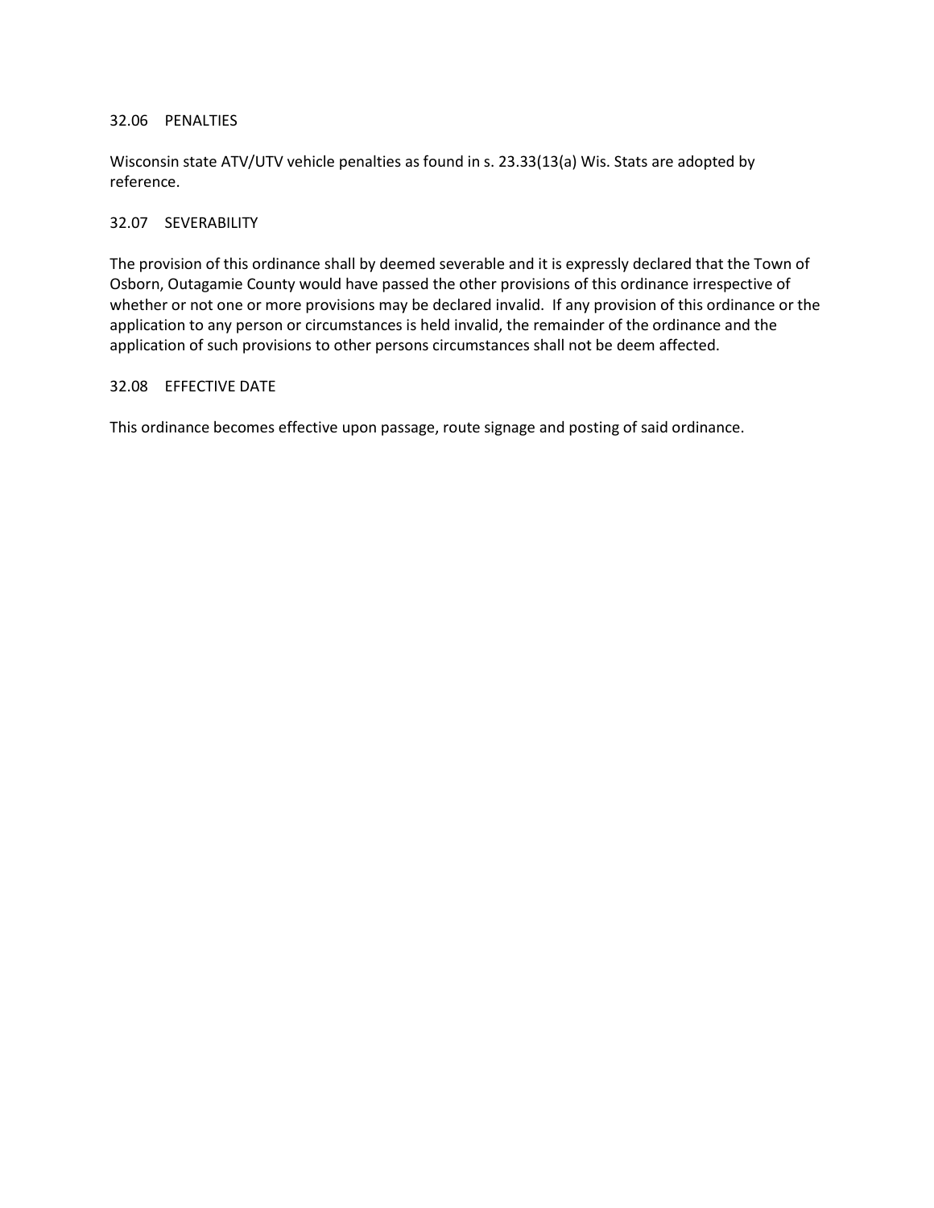## 32.06 PENALTIES

Wisconsin state ATV/UTV vehicle penalties as found in s. 23.33(13(a) Wis. Stats are adopted by reference.

## 32.07 SEVERABILITY

The provision of this ordinance shall by deemed severable and it is expressly declared that the Town of Osborn, Outagamie County would have passed the other provisions of this ordinance irrespective of whether or not one or more provisions may be declared invalid. If any provision of this ordinance or the application to any person or circumstances is held invalid, the remainder of the ordinance and the application of such provisions to other persons circumstances shall not be deem affected.

## 32.08 EFFECTIVE DATE

This ordinance becomes effective upon passage, route signage and posting of said ordinance.